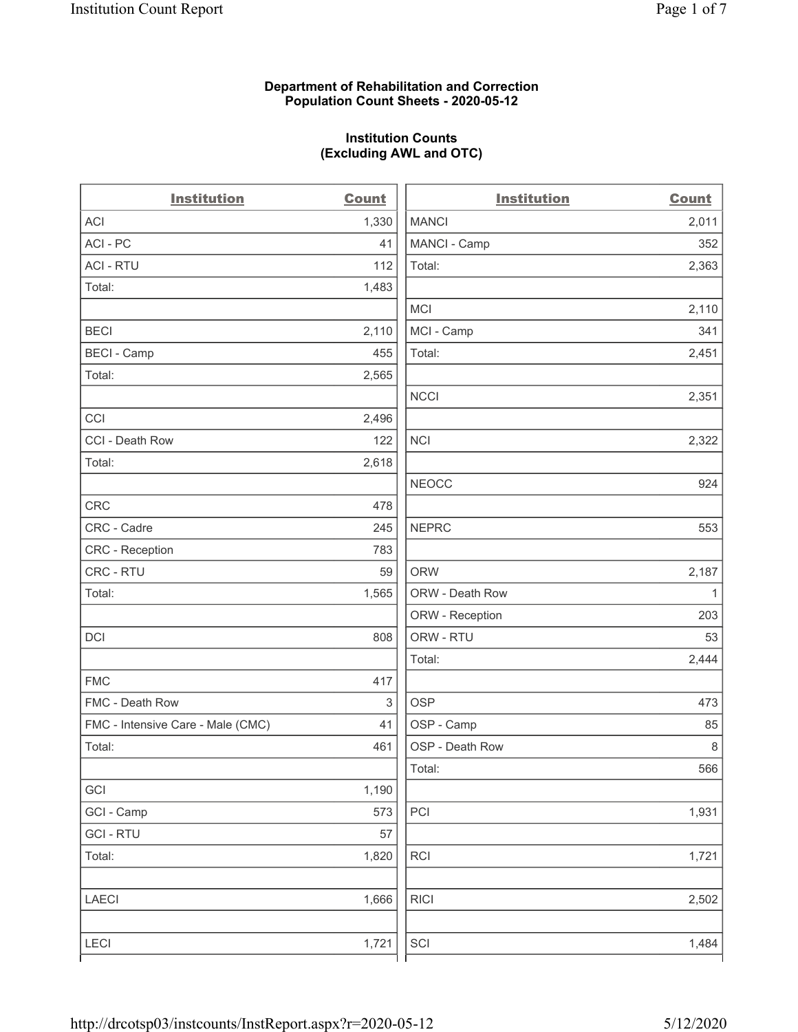**Department of Rehabilitation and Correction**
**Population Count Sheets - 2020-05-12**

**Institution Counts**
**(Excluding AWL and OTC)**

| Institution | Count | Institution | Count |
|---|---|---|---|
| ACI | 1,330 | MANCI | 2,011 |
| ACI - PC | 41 | MANCI - Camp | 352 |
| ACI - RTU | 112 | Total: | 2,363 |
| Total: | 1,483 | | |
| | | MCI | 2,110 |
| BECI | 2,110 | MCI - Camp | 341 |
| BECI - Camp | 455 | Total: | 2,451 |
| Total: | 2,565 | | |
| | | NCCI | 2,351 |
| CCI | 2,496 | | |
| CCI - Death Row | 122 | NCI | 2,322 |
| Total: | 2,618 | | |
| | | NEOCC | 924 |
| CRC | 478 | | |
| CRC - Cadre | 245 | NEPRC | 553 |
| CRC - Reception | 783 | | |
| CRC - RTU | 59 | ORW | 2,187 |
| Total: | 1,565 | ORW - Death Row | 1 |
| | | ORW - Reception | 203 |
| DCI | 808 | ORW - RTU | 53 |
| | | Total: | 2,444 |
| FMC | 417 | | |
| FMC - Death Row | 3 | OSP | 473 |
| FMC - Intensive Care - Male (CMC) | 41 | OSP - Camp | 85 |
| Total: | 461 | OSP - Death Row | 8 |
| | | Total: | 566 |
| GCI | 1,190 | | |
| GCI - Camp | 573 | PCI | 1,931 |
| GCI - RTU | 57 | | |
| Total: | 1,820 | RCI | 1,721 |
| | | | |
| LAECI | 1,666 | RICI | 2,502 |
| | | | |
| LECI | 1,721 | SCI | 1,484 |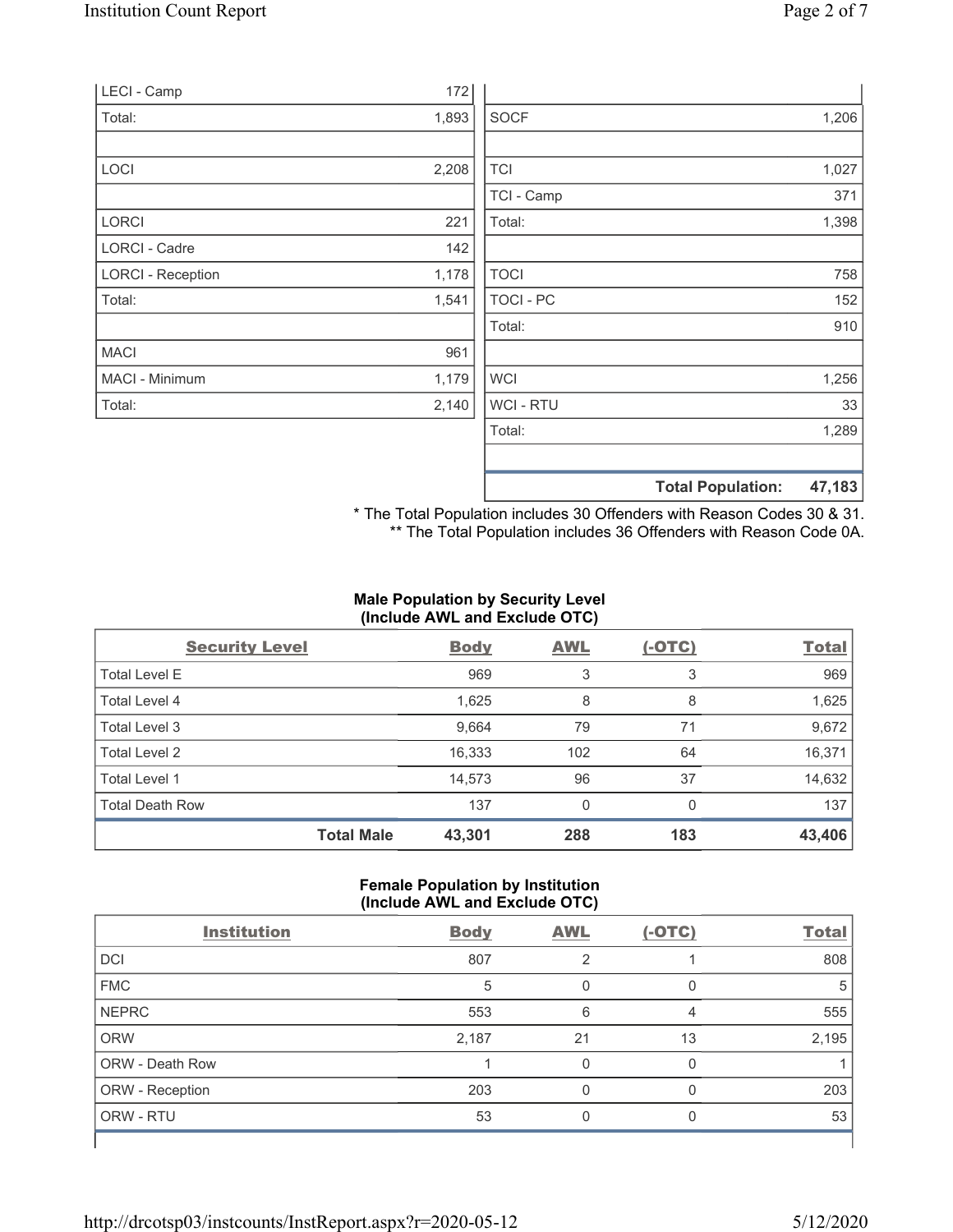| | |
|---|---|
| LECI - Camp | 172 |
| Total: | 1,893 |
| | |
| LOCI | 2,208 |
| | |
| LORCI | 221 |
| LORCI - Cadre | 142 |
| LORCI - Reception | 1,178 |
| Total: | 1,541 |
| | |
| MACI | 961 |
| MACI - Minimum | 1,179 |
| Total: | 2,140 |

| | |
|---|---|
| SOCF | 1,206 |
| | |
| TCI | 1,027 |
| TCI - Camp | 371 |
| Total: | 1,398 |
| | |
| TOCI | 758 |
| TOCI - PC | 152 |
| Total: | 910 |
| | |
| WCI | 1,256 |
| WCI - RTU | 33 |
| Total: | 1,289 |
| | |
| **Total Population:** | **47,183** |

\* The Total Population includes 30 Offenders with Reason Codes 30 & 31.
\*\* The Total Population includes 36 Offenders with Reason Code 0A.

### Male Population by Security Level (Include AWL and Exclude OTC)

| Security Level | Body | AWL | (-OTC) | Total |
|---|---|---|---|---|
| Total Level E | 969 | 3 | 3 | 969 |
| Total Level 4 | 1,625 | 8 | 8 | 1,625 |
| Total Level 3 | 9,664 | 79 | 71 | 9,672 |
| Total Level 2 | 16,333 | 102 | 64 | 16,371 |
| Total Level 1 | 14,573 | 96 | 37 | 14,632 |
| Total Death Row | 137 | 0 | 0 | 137 |
| **Total Male** | **43,301** | **288** | **183** | **43,406** |

### Female Population by Institution (Include AWL and Exclude OTC)

| Institution | Body | AWL | (-OTC) | Total |
|---|---|---|---|---|
| DCI | 807 | 2 | 1 | 808 |
| FMC | 5 | 0 | 0 | 5 |
| NEPRC | 553 | 6 | 4 | 555 |
| ORW | 2,187 | 21 | 13 | 2,195 |
| ORW - Death Row | 1 | 0 | 0 | 1 |
| ORW - Reception | 203 | 0 | 0 | 203 |
| ORW - RTU | 53 | 0 | 0 | 53 |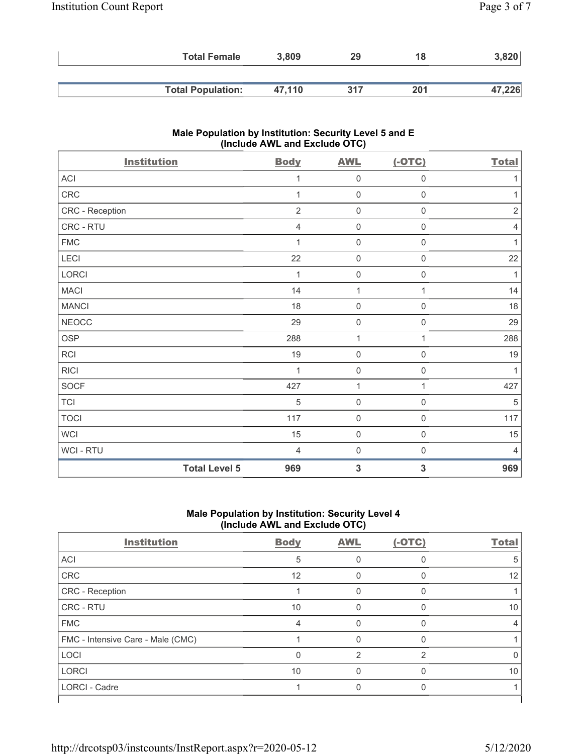| | | | | |
|---|---|---|---|---|
| **Total Female** | 3,809 | 29 | 18 | 3,820 |
| **Total Population:** | 47,110 | 317 | 201 | 47,226 |

### Male Population by Institution: Security Level 5 and E (Include AWL and Exclude OTC)

| Institution | Body | AWL | (-OTC) | Total |
|---|---|---|---|---|
| ACI | 1 | 0 | 0 | 1 |
| CRC | 1 | 0 | 0 | 1 |
| CRC - Reception | 2 | 0 | 0 | 2 |
| CRC - RTU | 4 | 0 | 0 | 4 |
| FMC | 1 | 0 | 0 | 1 |
| LECI | 22 | 0 | 0 | 22 |
| LORCI | 1 | 0 | 0 | 1 |
| MACI | 14 | 1 | 1 | 14 |
| MANCI | 18 | 0 | 0 | 18 |
| NEOCC | 29 | 0 | 0 | 29 |
| OSP | 288 | 1 | 1 | 288 |
| RCI | 19 | 0 | 0 | 19 |
| RICI | 1 | 0 | 0 | 1 |
| SOCF | 427 | 1 | 1 | 427 |
| TCI | 5 | 0 | 0 | 5 |
| TOCI | 117 | 0 | 0 | 117 |
| WCI | 15 | 0 | 0 | 15 |
| WCI - RTU | 4 | 0 | 0 | 4 |
| **Total Level 5** | **969** | **3** | **3** | **969** |

### Male Population by Institution: Security Level 4 (Include AWL and Exclude OTC)

| Institution | Body | AWL | (-OTC) | Total |
|---|---|---|---|---|
| ACI | 5 | 0 | 0 | 5 |
| CRC | 12 | 0 | 0 | 12 |
| CRC - Reception | 1 | 0 | 0 | 1 |
| CRC - RTU | 10 | 0 | 0 | 10 |
| FMC | 4 | 0 | 0 | 4 |
| FMC - Intensive Care - Male (CMC) | 1 | 0 | 0 | 1 |
| LOCI | 0 | 2 | 2 | 0 |
| LORCI | 10 | 0 | 0 | 10 |
| LORCI - Cadre | 1 | 0 | 0 | 1 |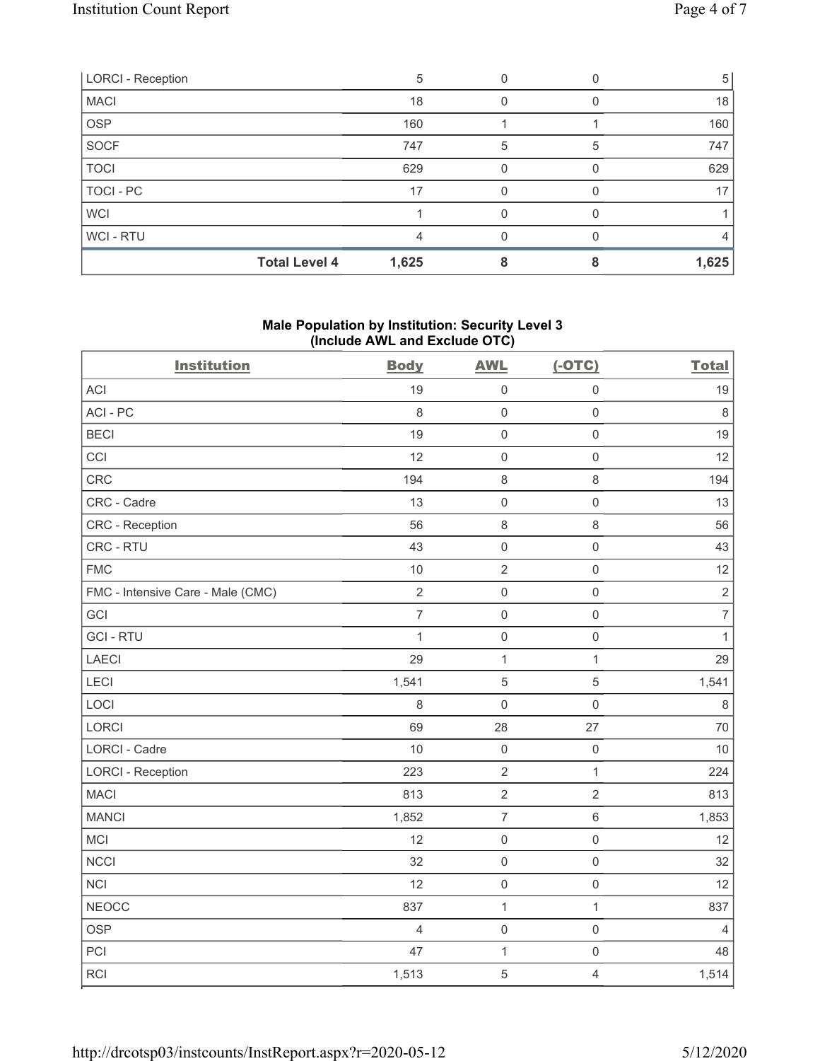| LORCI - Reception | 5 | 0 | 0 | 5 |
|---|---|---|---|---|
| MACI | 18 | 0 | 0 | 18 |
| OSP | 160 | 1 | 1 | 160 |
| SOCF | 747 | 5 | 5 | 747 |
| TOCI | 629 | 0 | 0 | 629 |
| TOCI - PC | 17 | 0 | 0 | 17 |
| WCI | 1 | 0 | 0 | 1 |
| WCI - RTU | 4 | 0 | 0 | 4 |
| **Total Level 4** | **1,625** | **8** | **8** | **1,625** |

### Male Population by Institution: Security Level 3 (Include AWL and Exclude OTC)

| Institution | Body | AWL | (-OTC) | Total |
|---|---|---|---|---|
| ACI | 19 | 0 | 0 | 19 |
| ACI - PC | 8 | 0 | 0 | 8 |
| BECI | 19 | 0 | 0 | 19 |
| CCI | 12 | 0 | 0 | 12 |
| CRC | 194 | 8 | 8 | 194 |
| CRC - Cadre | 13 | 0 | 0 | 13 |
| CRC - Reception | 56 | 8 | 8 | 56 |
| CRC - RTU | 43 | 0 | 0 | 43 |
| FMC | 10 | 2 | 0 | 12 |
| FMC - Intensive Care - Male (CMC) | 2 | 0 | 0 | 2 |
| GCI | 7 | 0 | 0 | 7 |
| GCI - RTU | 1 | 0 | 0 | 1 |
| LAECI | 29 | 1 | 1 | 29 |
| LECI | 1,541 | 5 | 5 | 1,541 |
| LOCI | 8 | 0 | 0 | 8 |
| LORCI | 69 | 28 | 27 | 70 |
| LORCI - Cadre | 10 | 0 | 0 | 10 |
| LORCI - Reception | 223 | 2 | 1 | 224 |
| MACI | 813 | 2 | 2 | 813 |
| MANCI | 1,852 | 7 | 6 | 1,853 |
| MCI | 12 | 0 | 0 | 12 |
| NCCI | 32 | 0 | 0 | 32 |
| NCI | 12 | 0 | 0 | 12 |
| NEOCC | 837 | 1 | 1 | 837 |
| OSP | 4 | 0 | 0 | 4 |
| PCI | 47 | 1 | 0 | 48 |
| RCI | 1,513 | 5 | 4 | 1,514 |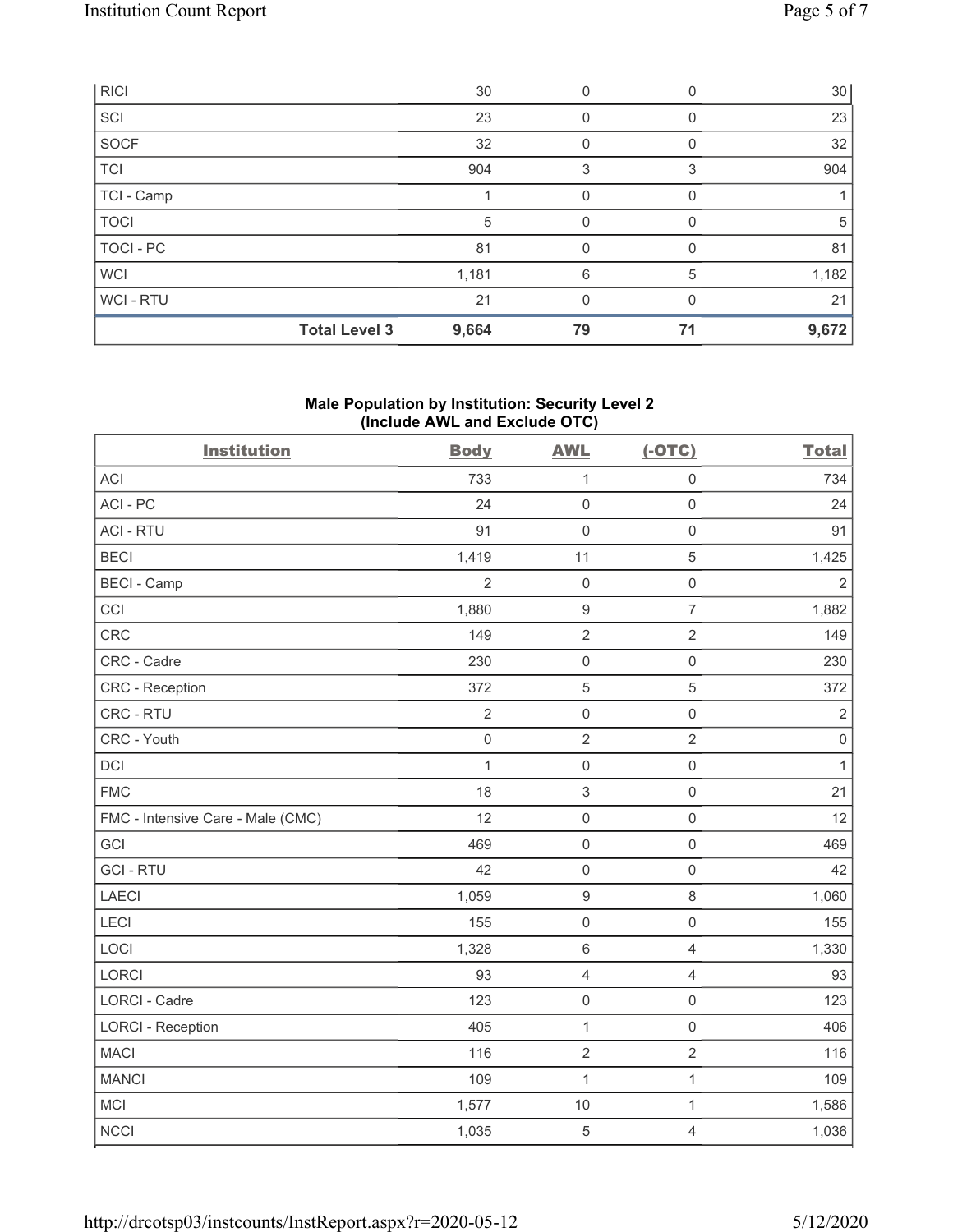| | | | | |
|---|---|---|---|---|
| RICI | 30 | 0 | 0 | 30 |
| SCI | 23 | 0 | 0 | 23 |
| SOCF | 32 | 0 | 0 | 32 |
| TCI | 904 | 3 | 3 | 904 |
| TCI - Camp | 1 | 0 | 0 | 1 |
| TOCI | 5 | 0 | 0 | 5 |
| TOCI - PC | 81 | 0 | 0 | 81 |
| WCI | 1,181 | 6 | 5 | 1,182 |
| WCI - RTU | 21 | 0 | 0 | 21 |
| **Total Level 3** | **9,664** | **79** | **71** | **9,672** |

### Male Population by Institution: Security Level 2 (Include AWL and Exclude OTC)

| Institution | Body | AWL | (-OTC) | Total |
|---|---|---|---|---|
| ACI | 733 | 1 | 0 | 734 |
| ACI - PC | 24 | 0 | 0 | 24 |
| ACI - RTU | 91 | 0 | 0 | 91 |
| BECI | 1,419 | 11 | 5 | 1,425 |
| BECI - Camp | 2 | 0 | 0 | 2 |
| CCI | 1,880 | 9 | 7 | 1,882 |
| CRC | 149 | 2 | 2 | 149 |
| CRC - Cadre | 230 | 0 | 0 | 230 |
| CRC - Reception | 372 | 5 | 5 | 372 |
| CRC - RTU | 2 | 0 | 0 | 2 |
| CRC - Youth | 0 | 2 | 2 | 0 |
| DCI | 1 | 0 | 0 | 1 |
| FMC | 18 | 3 | 0 | 21 |
| FMC - Intensive Care - Male (CMC) | 12 | 0 | 0 | 12 |
| GCI | 469 | 0 | 0 | 469 |
| GCI - RTU | 42 | 0 | 0 | 42 |
| LAECI | 1,059 | 9 | 8 | 1,060 |
| LECI | 155 | 0 | 0 | 155 |
| LOCI | 1,328 | 6 | 4 | 1,330 |
| LORCI | 93 | 4 | 4 | 93 |
| LORCI - Cadre | 123 | 0 | 0 | 123 |
| LORCI - Reception | 405 | 1 | 0 | 406 |
| MACI | 116 | 2 | 2 | 116 |
| MANCI | 109 | 1 | 1 | 109 |
| MCI | 1,577 | 10 | 1 | 1,586 |
| NCCI | 1,035 | 5 | 4 | 1,036 |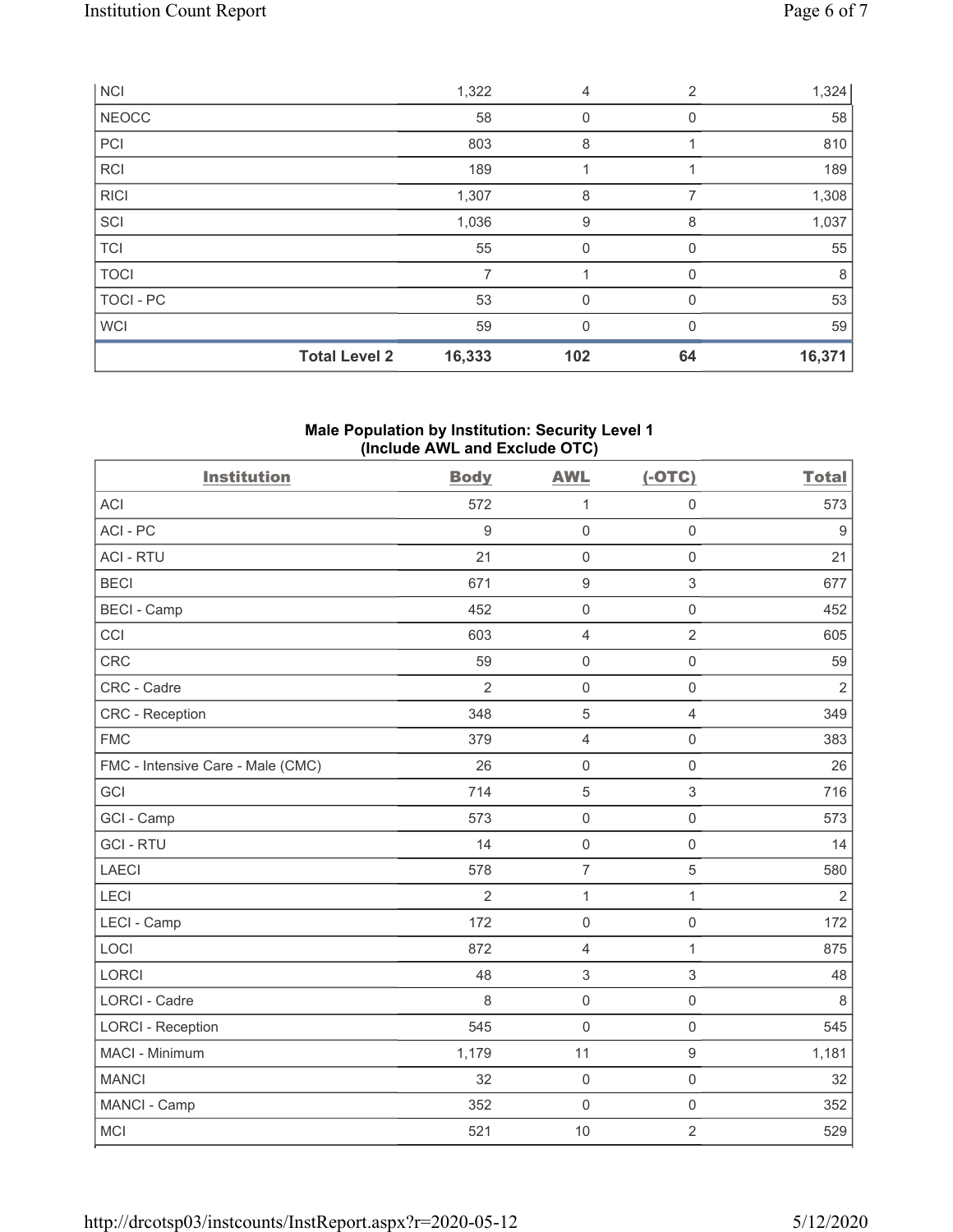| | | | | |
|---|---|---|---|---|
| NCI | 1,322 | 4 | 2 | 1,324 |
| NEOCC | 58 | 0 | 0 | 58 |
| PCI | 803 | 8 | 1 | 810 |
| RCI | 189 | 1 | 1 | 189 |
| RICI | 1,307 | 8 | 7 | 1,308 |
| SCI | 1,036 | 9 | 8 | 1,037 |
| TCI | 55 | 0 | 0 | 55 |
| TOCI | 7 | 1 | 0 | 8 |
| TOCI - PC | 53 | 0 | 0 | 53 |
| WCI | 59 | 0 | 0 | 59 |
| **Total Level 2** | **16,333** | **102** | **64** | **16,371** |

### Male Population by Institution: Security Level 1 (Include AWL and Exclude OTC)

| Institution | Body | AWL | (-OTC) | Total |
|---|---|---|---|---|
| ACI | 572 | 1 | 0 | 573 |
| ACI - PC | 9 | 0 | 0 | 9 |
| ACI - RTU | 21 | 0 | 0 | 21 |
| BECI | 671 | 9 | 3 | 677 |
| BECI - Camp | 452 | 0 | 0 | 452 |
| CCI | 603 | 4 | 2 | 605 |
| CRC | 59 | 0 | 0 | 59 |
| CRC - Cadre | 2 | 0 | 0 | 2 |
| CRC - Reception | 348 | 5 | 4 | 349 |
| FMC | 379 | 4 | 0 | 383 |
| FMC - Intensive Care - Male (CMC) | 26 | 0 | 0 | 26 |
| GCI | 714 | 5 | 3 | 716 |
| GCI - Camp | 573 | 0 | 0 | 573 |
| GCI - RTU | 14 | 0 | 0 | 14 |
| LAECI | 578 | 7 | 5 | 580 |
| LECI | 2 | 1 | 1 | 2 |
| LECI - Camp | 172 | 0 | 0 | 172 |
| LOCI | 872 | 4 | 1 | 875 |
| LORCI | 48 | 3 | 3 | 48 |
| LORCI - Cadre | 8 | 0 | 0 | 8 |
| LORCI - Reception | 545 | 0 | 0 | 545 |
| MACI - Minimum | 1,179 | 11 | 9 | 1,181 |
| MANCI | 32 | 0 | 0 | 32 |
| MANCI - Camp | 352 | 0 | 0 | 352 |
| MCI | 521 | 10 | 2 | 529 |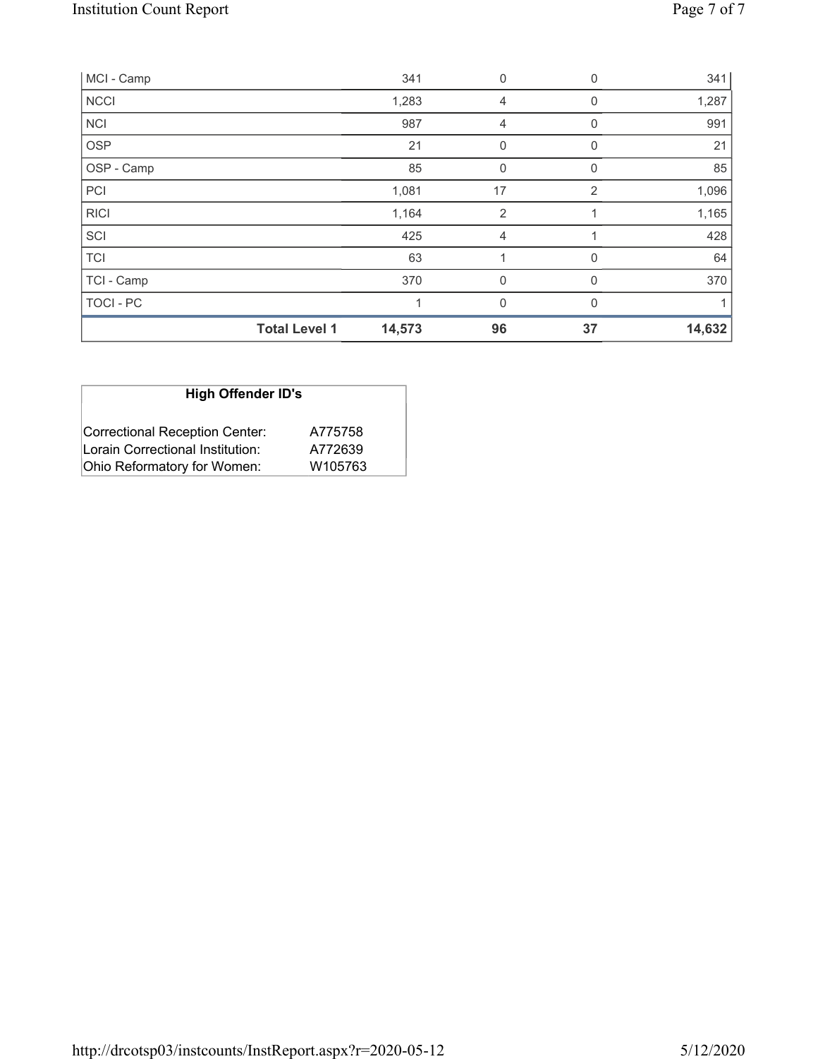| | | | | |
|---|---|---|---|---|
| MCI - Camp | 341 | 0 | 0 | 341 |
| NCCI | 1,283 | 4 | 0 | 1,287 |
| NCI | 987 | 4 | 0 | 991 |
| OSP | 21 | 0 | 0 | 21 |
| OSP - Camp | 85 | 0 | 0 | 85 |
| PCI | 1,081 | 17 | 2 | 1,096 |
| RICI | 1,164 | 2 | 1 | 1,165 |
| SCI | 425 | 4 | 1 | 428 |
| TCI | 63 | 1 | 0 | 64 |
| TCI - Camp | 370 | 0 | 0 | 370 |
| TOCI - PC | 1 | 0 | 0 | 1 |
| **Total Level 1** | **14,573** | **96** | **37** | **14,632** |

| **High Offender ID's** | |
|---|---|
| Correctional Reception Center: | A775758 |
| Lorain Correctional Institution: | A772639 |
| Ohio Reformatory for Women: | W105763 |